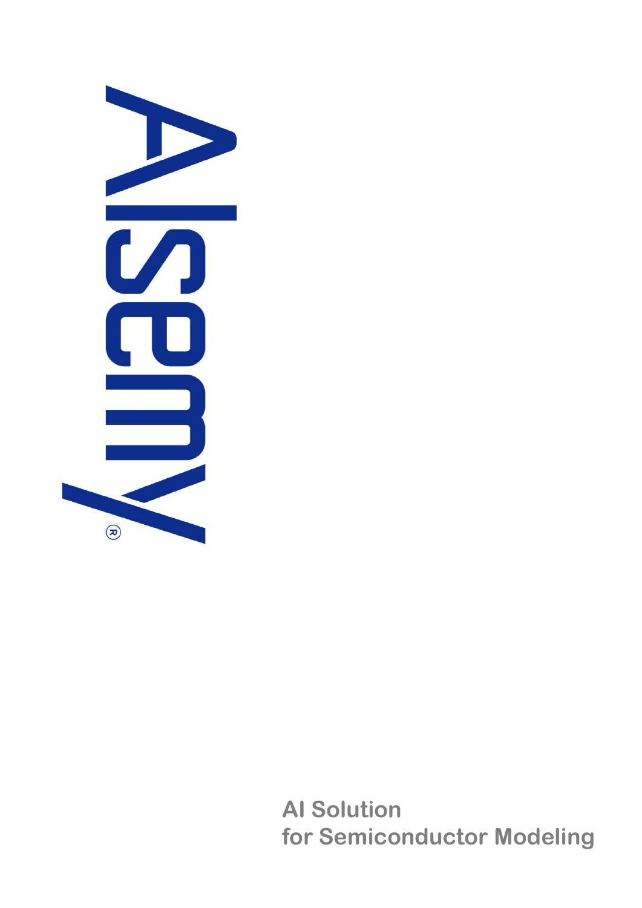# AIsemy®

**AI Solution**
**for Semiconductor Modeling**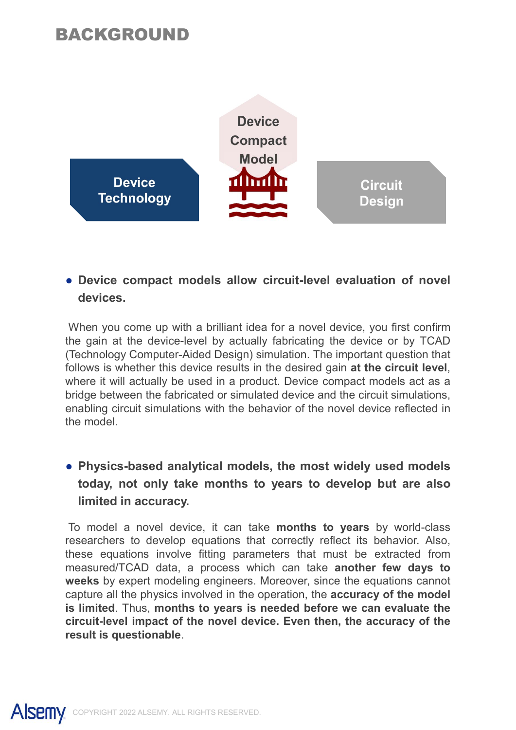# BACKGROUND

Device Technology

Device Compact Model

Circuit Design

- **Device compact models allow circuit-level evaluation of novel devices.**

When you come up with a brilliant idea for a novel device, you first confirm the gain at the device-level by actually fabricating the device or by TCAD (Technology Computer-Aided Design) simulation. The important question that follows is whether this device results in the desired gain **at the circuit level**, where it will actually be used in a product. Device compact models act as a bridge between the fabricated or simulated device and the circuit simulations, enabling circuit simulations with the behavior of the novel device reflected in the model.

- **Physics-based analytical models, the most widely used models today, not only take months to years to develop but are also limited in accuracy.**

To model a novel device, it can take **months to years** by world-class researchers to develop equations that correctly reflect its behavior. Also, these equations involve fitting parameters that must be extracted from measured/TCAD data, a process which can take **another few days to weeks** by expert modeling engineers. Moreover, since the equations cannot capture all the physics involved in the operation, the **accuracy of the model is limited**. Thus, **months to years is needed before we can evaluate the circuit-level impact of the novel device. Even then, the accuracy of the result is questionable**.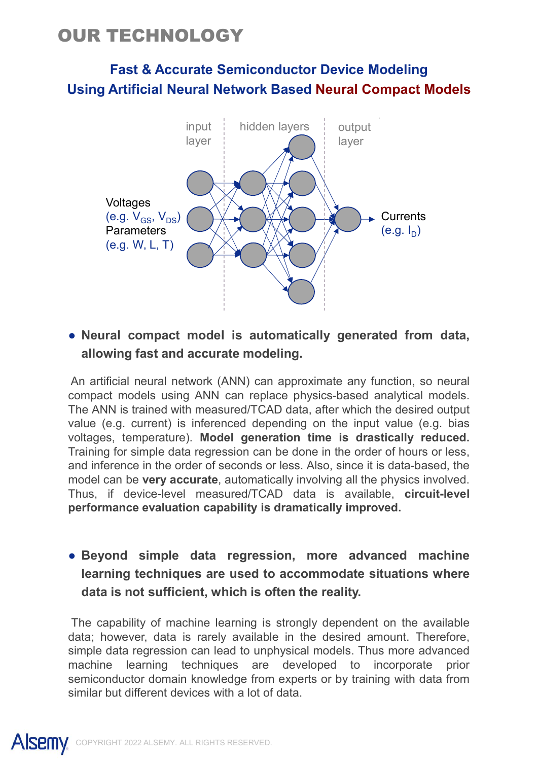# OUR TECHNOLOGY

## Fast & Accurate Semiconductor Device Modeling Using Artificial Neural Network Based Neural Compact Models

input layer | hidden layers | output layer

Voltages (e.g. $V_{GS}$, $V_{DS}$)
Parameters (e.g. W, L, T)

Currents (e.g. $I_D$)

- **Neural compact model is automatically generated from data, allowing fast and accurate modeling.**

An artificial neural network (ANN) can approximate any function, so neural compact models using ANN can replace physics-based analytical models. The ANN is trained with measured/TCAD data, after which the desired output value (e.g. current) is inferenced depending on the input value (e.g. bias voltages, temperature). **Model generation time is drastically reduced.** Training for simple data regression can be done in the order of hours or less, and inference in the order of seconds or less. Also, since it is data-based, the model can be **very accurate**, automatically involving all the physics involved. Thus, if device-level measured/TCAD data is available, **circuit-level performance evaluation capability is dramatically improved.**

- **Beyond simple data regression, more advanced machine learning techniques are used to accommodate situations where data is not sufficient, which is often the reality.**

The capability of machine learning is strongly dependent on the available data; however, data is rarely available in the desired amount. Therefore, simple data regression can lead to unphysical models. Thus more advanced machine learning techniques are developed to incorporate prior semiconductor domain knowledge from experts or by training with data from similar but different devices with a lot of data.

Alsemy COPYRIGHT 2022 ALSEMY. ALL RIGHTS RESERVED.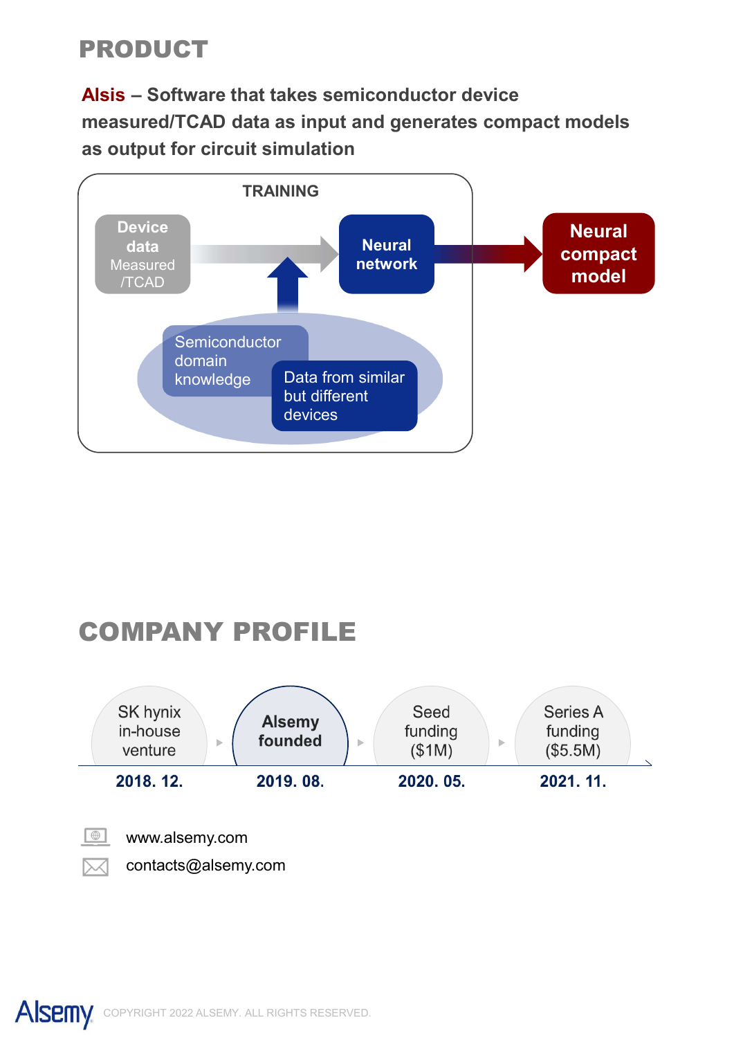## PRODUCT

**Alsis – Software that takes semiconductor device measured/TCAD data as input and generates compact models as output for circuit simulation**

TRAINING

Device data Measured /TCAD

Neural network

Neural compact model

Semiconductor domain knowledge

Data from similar but different devices

## COMPANY PROFILE

SK hynix in-house venture
2018. 12.

**Alsemy founded**
2019. 08.

Seed funding ($1M)
2020. 05.

Series A funding ($5.5M)
2021. 11.

www.alsemy.com

contacts@alsemy.com

COPYRIGHT 2022 ALSEMY. ALL RIGHTS RESERVED.